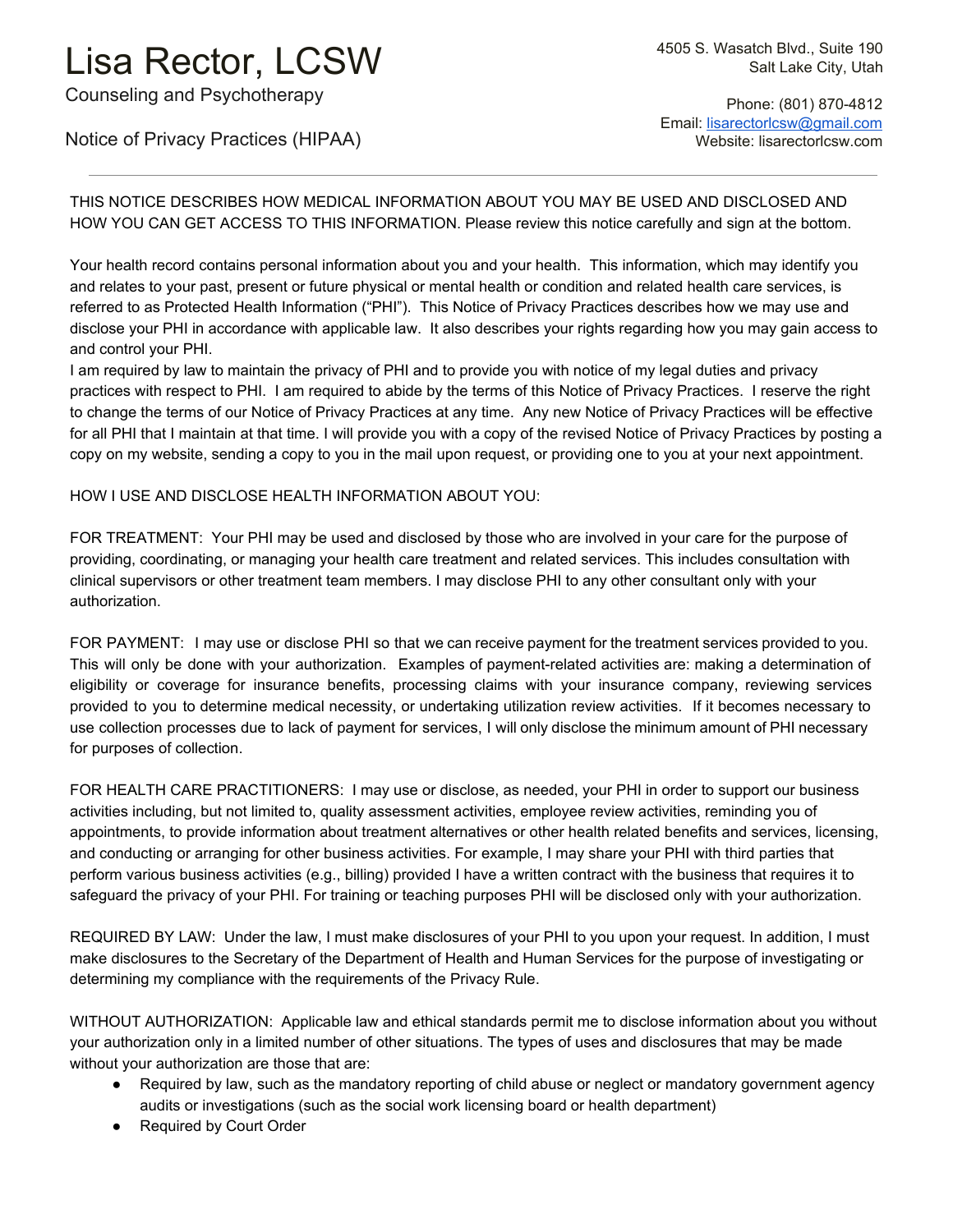# Lisa Rector, LCSW

Counseling and Psychotherapy

Notice of Privacy Practices (HIPAA)

4505 S. Wasatch Blvd., Suite 190
Salt Lake City, Utah

Phone: (801) 870-4812
Email: lisarectorlcsw@gmail.com
Website: lisarectorlcsw.com

---

THIS NOTICE DESCRIBES HOW MEDICAL INFORMATION ABOUT YOU MAY BE USED AND DISCLOSED AND HOW YOU CAN GET ACCESS TO THIS INFORMATION. Please review this notice carefully and sign at the bottom.

Your health record contains personal information about you and your health. This information, which may identify you and relates to your past, present or future physical or mental health or condition and related health care services, is referred to as Protected Health Information ("PHI"). This Notice of Privacy Practices describes how we may use and disclose your PHI in accordance with applicable law. It also describes your rights regarding how you may gain access to and control your PHI.

I am required by law to maintain the privacy of PHI and to provide you with notice of my legal duties and privacy practices with respect to PHI. I am required to abide by the terms of this Notice of Privacy Practices. I reserve the right to change the terms of our Notice of Privacy Practices at any time. Any new Notice of Privacy Practices will be effective for all PHI that I maintain at that time. I will provide you with a copy of the revised Notice of Privacy Practices by posting a copy on my website, sending a copy to you in the mail upon request, or providing one to you at your next appointment.

HOW I USE AND DISCLOSE HEALTH INFORMATION ABOUT YOU:

FOR TREATMENT: Your PHI may be used and disclosed by those who are involved in your care for the purpose of providing, coordinating, or managing your health care treatment and related services. This includes consultation with clinical supervisors or other treatment team members. I may disclose PHI to any other consultant only with your authorization.

FOR PAYMENT: I may use or disclose PHI so that we can receive payment for the treatment services provided to you. This will only be done with your authorization. Examples of payment-related activities are: making a determination of eligibility or coverage for insurance benefits, processing claims with your insurance company, reviewing services provided to you to determine medical necessity, or undertaking utilization review activities. If it becomes necessary to use collection processes due to lack of payment for services, I will only disclose the minimum amount of PHI necessary for purposes of collection.

FOR HEALTH CARE PRACTITIONERS: I may use or disclose, as needed, your PHI in order to support our business activities including, but not limited to, quality assessment activities, employee review activities, reminding you of appointments, to provide information about treatment alternatives or other health related benefits and services, licensing, and conducting or arranging for other business activities. For example, I may share your PHI with third parties that perform various business activities (e.g., billing) provided I have a written contract with the business that requires it to safeguard the privacy of your PHI. For training or teaching purposes PHI will be disclosed only with your authorization.

REQUIRED BY LAW: Under the law, I must make disclosures of your PHI to you upon your request. In addition, I must make disclosures to the Secretary of the Department of Health and Human Services for the purpose of investigating or determining my compliance with the requirements of the Privacy Rule.

WITHOUT AUTHORIZATION: Applicable law and ethical standards permit me to disclose information about you without your authorization only in a limited number of other situations. The types of uses and disclosures that may be made without your authorization are those that are:

- Required by law, such as the mandatory reporting of child abuse or neglect or mandatory government agency audits or investigations (such as the social work licensing board or health department)
- Required by Court Order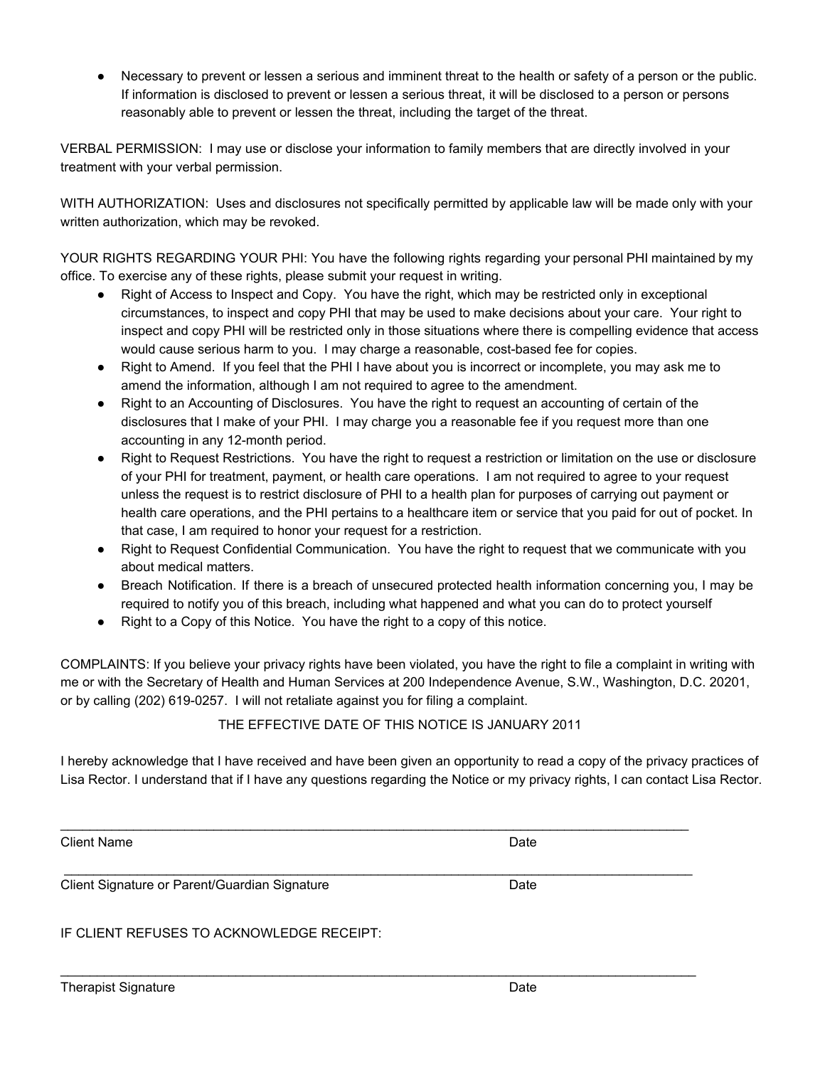- Necessary to prevent or lessen a serious and imminent threat to the health or safety of a person or the public. If information is disclosed to prevent or lessen a serious threat, it will be disclosed to a person or persons reasonably able to prevent or lessen the threat, including the target of the threat.

VERBAL PERMISSION: I may use or disclose your information to family members that are directly involved in your treatment with your verbal permission.

WITH AUTHORIZATION: Uses and disclosures not specifically permitted by applicable law will be made only with your written authorization, which may be revoked.

YOUR RIGHTS REGARDING YOUR PHI: You have the following rights regarding your personal PHI maintained by my office. To exercise any of these rights, please submit your request in writing.

- Right of Access to Inspect and Copy. You have the right, which may be restricted only in exceptional circumstances, to inspect and copy PHI that may be used to make decisions about your care. Your right to inspect and copy PHI will be restricted only in those situations where there is compelling evidence that access would cause serious harm to you. I may charge a reasonable, cost-based fee for copies.
- Right to Amend. If you feel that the PHI I have about you is incorrect or incomplete, you may ask me to amend the information, although I am not required to agree to the amendment.
- Right to an Accounting of Disclosures. You have the right to request an accounting of certain of the disclosures that I make of your PHI. I may charge you a reasonable fee if you request more than one accounting in any 12-month period.
- Right to Request Restrictions. You have the right to request a restriction or limitation on the use or disclosure of your PHI for treatment, payment, or health care operations. I am not required to agree to your request unless the request is to restrict disclosure of PHI to a health plan for purposes of carrying out payment or health care operations, and the PHI pertains to a healthcare item or service that you paid for out of pocket. In that case, I am required to honor your request for a restriction.
- Right to Request Confidential Communication. You have the right to request that we communicate with you about medical matters.
- Breach Notification. If there is a breach of unsecured protected health information concerning you, I may be required to notify you of this breach, including what happened and what you can do to protect yourself
- Right to a Copy of this Notice. You have the right to a copy of this notice.

COMPLAINTS: If you believe your privacy rights have been violated, you have the right to file a complaint in writing with me or with the Secretary of Health and Human Services at 200 Independence Avenue, S.W., Washington, D.C. 20201, or by calling (202) 619-0257. I will not retaliate against you for filing a complaint.

THE EFFECTIVE DATE OF THIS NOTICE IS JANUARY 2011

I hereby acknowledge that I have received and have been given an opportunity to read a copy of the privacy practices of Lisa Rector. I understand that if I have any questions regarding the Notice or my privacy rights, I can contact Lisa Rector.

______________________________________________________________________________

Client Name Date

______________________________________________________________________________

Client Signature or Parent/Guardian Signature Date

IF CLIENT REFUSES TO ACKNOWLEDGE RECEIPT:

______________________________________________________________________________

Therapist Signature Date